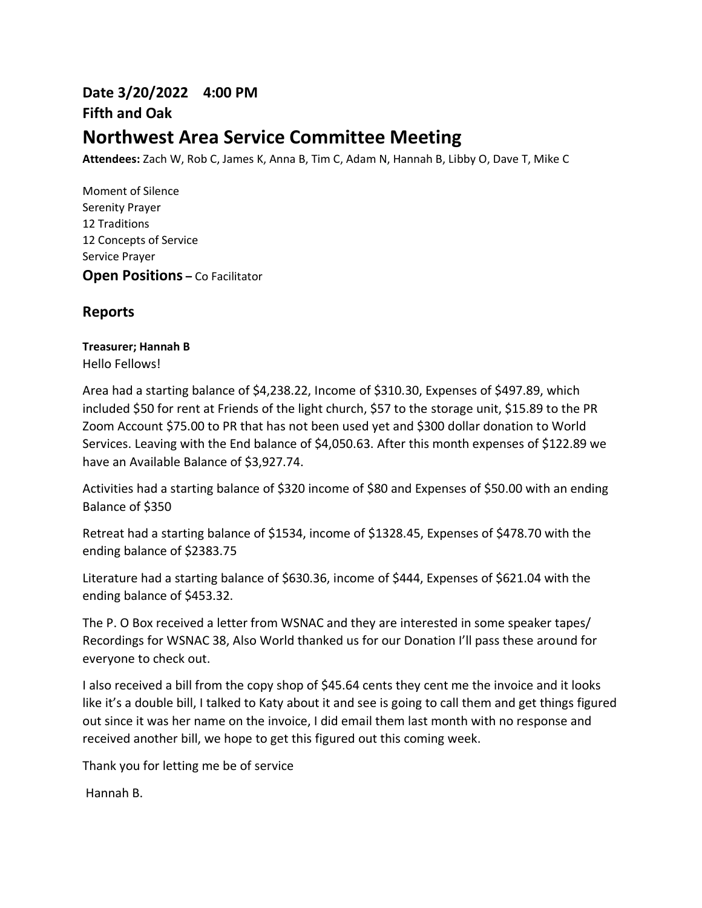**Date 3/20/2022    4:00 PM**

**Fifth and Oak**

# Northwest Area Service Committee Meeting

**Attendees:** Zach W, Rob C, James K, Anna B, Tim C, Adam N, Hannah B, Libby O, Dave T, Mike C

Moment of Silence
Serenity Prayer
12 Traditions
12 Concepts of Service
Service Prayer

**Open Positions –** Co Facilitator

## Reports

**Treasurer; Hannah B**

Hello Fellows!

Area had a starting balance of $4,238.22, Income of $310.30, Expenses of $497.89, which included $50 for rent at Friends of the light church, $57 to the storage unit, $15.89 to the PR Zoom Account $75.00 to PR that has not been used yet and $300 dollar donation to World Services. Leaving with the End balance of $4,050.63. After this month expenses of $122.89 we have an Available Balance of $3,927.74.

Activities had a starting balance of $320 income of $80 and Expenses of $50.00 with an ending Balance of $350

Retreat had a starting balance of $1534, income of $1328.45, Expenses of $478.70 with the ending balance of $2383.75

Literature had a starting balance of $630.36, income of $444, Expenses of $621.04 with the ending balance of $453.32.

The P. O Box received a letter from WSNAC and they are interested in some speaker tapes/ Recordings for WSNAC 38, Also World thanked us for our Donation I'll pass these around for everyone to check out.

I also received a bill from the copy shop of $45.64 cents they cent me the invoice and it looks like it's a double bill, I talked to Katy about it and see is going to call them and get things figured out since it was her name on the invoice, I did email them last month with no response and received another bill, we hope to get this figured out this coming week.

Thank you for letting me be of service

Hannah B.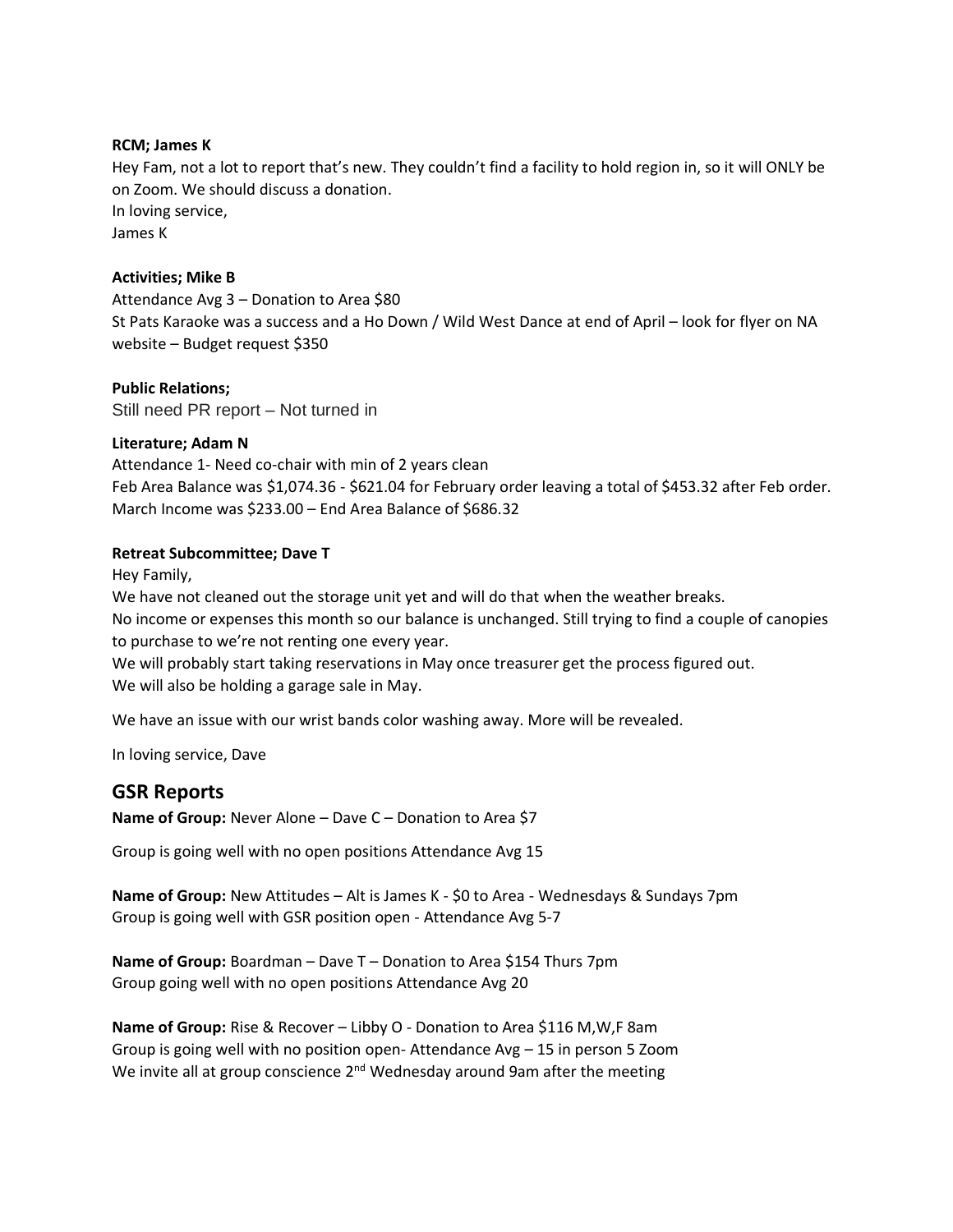**RCM; James K**

Hey Fam, not a lot to report that's new. They couldn't find a facility to hold region in, so it will ONLY be on Zoom. We should discuss a donation.
In loving service,
James K

**Activities; Mike B**

Attendance Avg 3 – Donation to Area $80
St Pats Karaoke was a success and a Ho Down / Wild West Dance at end of April – look for flyer on NA website – Budget request $350

**Public Relations;**

Still need PR report – Not turned in

**Literature; Adam N**

Attendance 1- Need co-chair with min of 2 years clean
Feb Area Balance was $1,074.36 - $621.04 for February order leaving a total of $453.32 after Feb order.
March Income was $233.00 – End Area Balance of $686.32

**Retreat Subcommittee; Dave T**

Hey Family,
We have not cleaned out the storage unit yet and will do that when the weather breaks.
No income or expenses this month so our balance is unchanged. Still trying to find a couple of canopies to purchase to we're not renting one every year.
We will probably start taking reservations in May once treasurer get the process figured out.
We will also be holding a garage sale in May.

We have an issue with our wrist bands color washing away. More will be revealed.

In loving service, Dave

## GSR Reports

**Name of Group:** Never Alone – Dave C – Donation to Area $7

Group is going well with no open positions Attendance Avg 15

**Name of Group:** New Attitudes – Alt is James K - $0 to Area - Wednesdays & Sundays 7pm
Group is going well with GSR position open - Attendance Avg 5-7

**Name of Group:** Boardman – Dave T – Donation to Area $154 Thurs 7pm
Group going well with no open positions Attendance Avg 20

**Name of Group:** Rise & Recover – Libby O - Donation to Area $116 M,W,F 8am
Group is going well with no position open- Attendance Avg – 15 in person 5 Zoom
We invite all at group conscience 2nd Wednesday around 9am after the meeting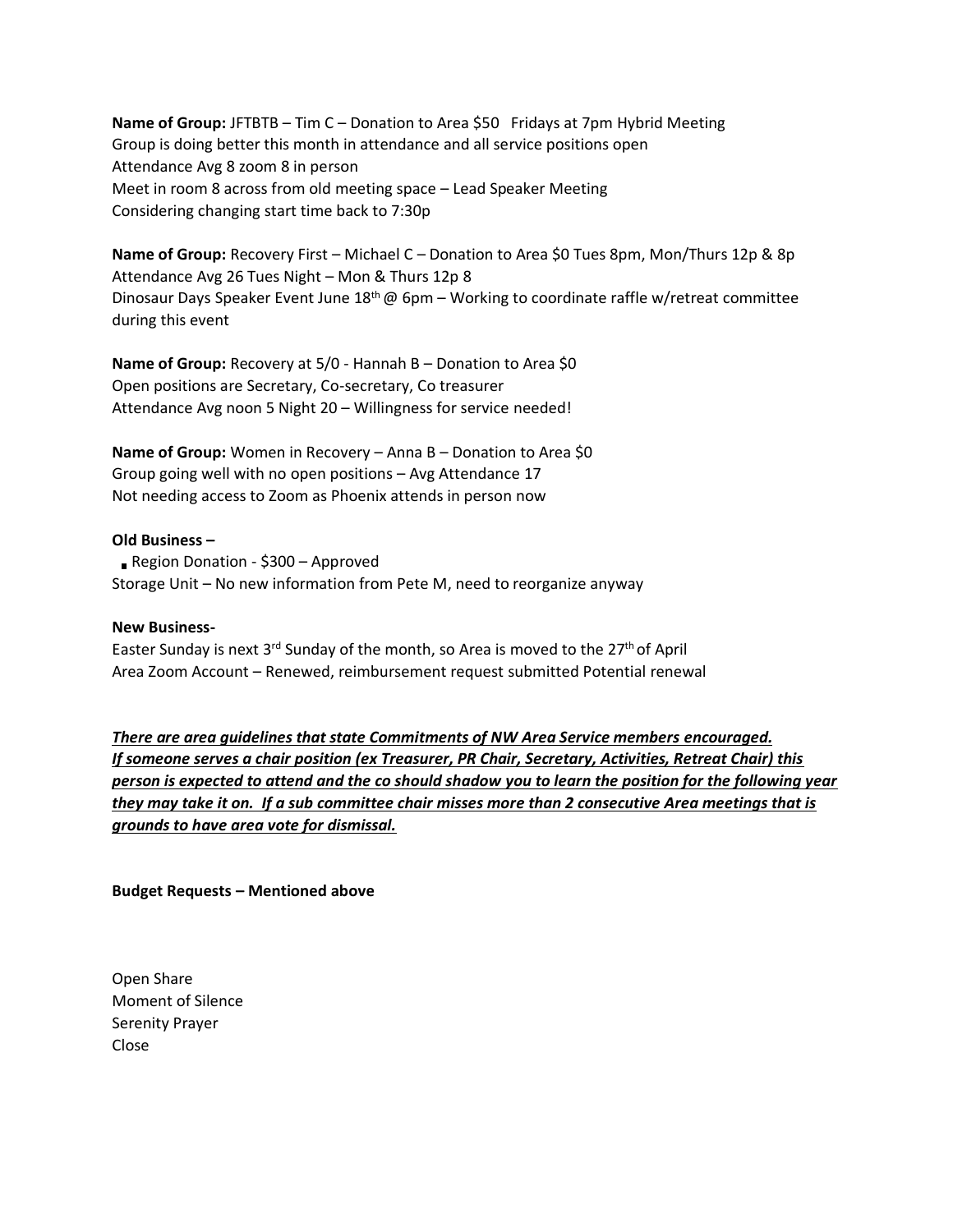**Name of Group:** JFTBTB – Tim C – Donation to Area $50 Fridays at 7pm Hybrid Meeting
Group is doing better this month in attendance and all service positions open
Attendance Avg 8 zoom 8 in person
Meet in room 8 across from old meeting space – Lead Speaker Meeting
Considering changing start time back to 7:30p

**Name of Group:** Recovery First – Michael C – Donation to Area $0 Tues 8pm, Mon/Thurs 12p & 8p
Attendance Avg 26 Tues Night – Mon & Thurs 12p 8
Dinosaur Days Speaker Event June 18th @ 6pm – Working to coordinate raffle w/retreat committee during this event

**Name of Group:** Recovery at 5/0 - Hannah B – Donation to Area $0
Open positions are Secretary, Co-secretary, Co treasurer
Attendance Avg noon 5 Night 20 – Willingness for service needed!

**Name of Group:** Women in Recovery – Anna B – Donation to Area $0
Group going well with no open positions – Avg Attendance 17
Not needing access to Zoom as Phoenix attends in person now

**Old Business –**

- Region Donation - $300 – Approved

Storage Unit – No new information from Pete M, need to reorganize anyway

**New Business-**

Easter Sunday is next 3rd Sunday of the month, so Area is moved to the 27th of April
Area Zoom Account – Renewed, reimbursement request submitted Potential renewal

***There are area guidelines that state Commitments of NW Area Service members encouraged. If someone serves a chair position (ex Treasurer, PR Chair, Secretary, Activities, Retreat Chair) this person is expected to attend and the co should shadow you to learn the position for the following year they may take it on. If a sub committee chair misses more than 2 consecutive Area meetings that is grounds to have area vote for dismissal.***

**Budget Requests – Mentioned above**

Open Share
Moment of Silence
Serenity Prayer
Close